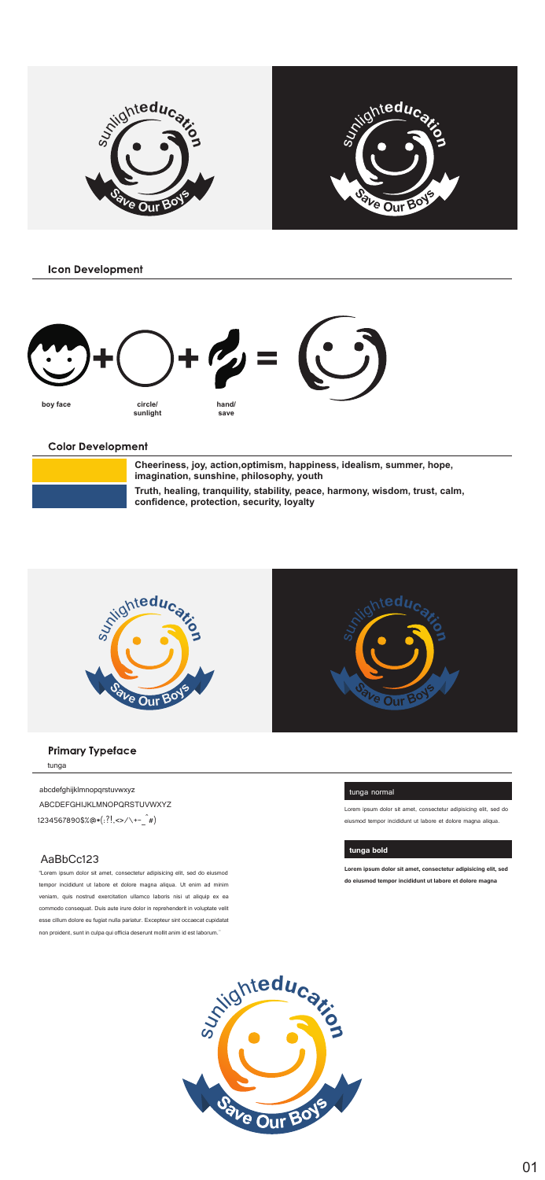## Icon Development

boy face + circle/ sunlight + hand/ save =

## Color Development

**Cheeriness, joy, action,optimism, happiness, idealism, summer, hope, imagination, sunshine, philosophy, youth**

**Truth, healing, tranquility, stability, peace, harmony, wisdom, trust, calm, confidence, protection, security, loyalty**

## Primary Typeface

tunga

abcdefghijklmnopqrstuvwxyz

ABCDEFGHIJKLMNOPQRSTUVWXYZ

1234567890$%@*(:?!.<>/\+-_^#)

AaBbCc123

"Lorem ipsum dolor sit amet, consectetur adipisicing elit, sed do eiusmod tempor incididunt ut labore et dolore magna aliqua. Ut enim ad minim veniam, quis nostrud exercitation ullamco laboris nisi ut aliquip ex ea commodo consequat. Duis aute irure dolor in reprehenderit in voluptate velit esse cillum dolore eu fugiat nulla pariatur. Excepteur sint occaecat cupidatat non proident, sunt in culpa qui officia deserunt mollit anim id est laborum."

tunga normal

Lorem ipsum dolor sit amet, consectetur adipisicing elit, sed do eiusmod tempor incididunt ut labore et dolore magna aliqua.

**tunga bold**

**Lorem ipsum dolor sit amet, consectetur adipisicing elit, sed do eiusmod tempor incididunt ut labore et dolore magna**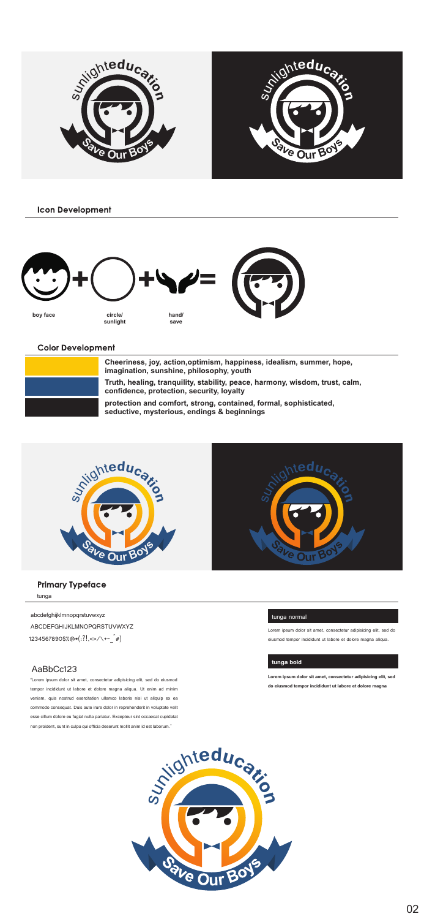## Icon Development

boy face

circle/
sunlight

hand/
save

## Color Development

Cheeriness, joy, action,optimism, happiness, idealism, summer, hope, imagination, sunshine, philosophy, youth

Truth, healing, tranquility, stability, peace, harmony, wisdom, trust, calm, confidence, protection, security, loyalty

protection and comfort, strong, contained, formal, sophisticated, seductive, mysterious, endings & beginnings

## Primary Typeface

tunga

abcdefghijklmnopqrstuvwxyz

ABCDEFGHIJKLMNOPQRSTUVWXYZ

1234567890$%@•(:?!.<>/\+-_^#)

AaBbCc123

"Lorem ipsum dolor sit amet, consectetur adipisicing elit, sed do eiusmod tempor incididunt ut labore et dolore magna aliqua. Ut enim ad minim veniam, quis nostrud exercitation ullamco laboris nisi ut aliquip ex ea commodo consequat. Duis aute irure dolor in reprehenderit in voluptate velit esse cillum dolore eu fugiat nulla pariatur. Excepteur sint occaecat cupidatat non proident, sunt in culpa qui officia deserunt mollit anim id est laborum."

**tunga normal**

Lorem ipsum dolor sit amet, consectetur adipisicing elit, sed do eiusmod tempor incididunt ut labore et dolore magna aliqua.

**tunga bold**

**Lorem ipsum dolor sit amet, consectetur adipisicing elit, sed do eiusmod tempor incididunt ut labore et dolore magna**